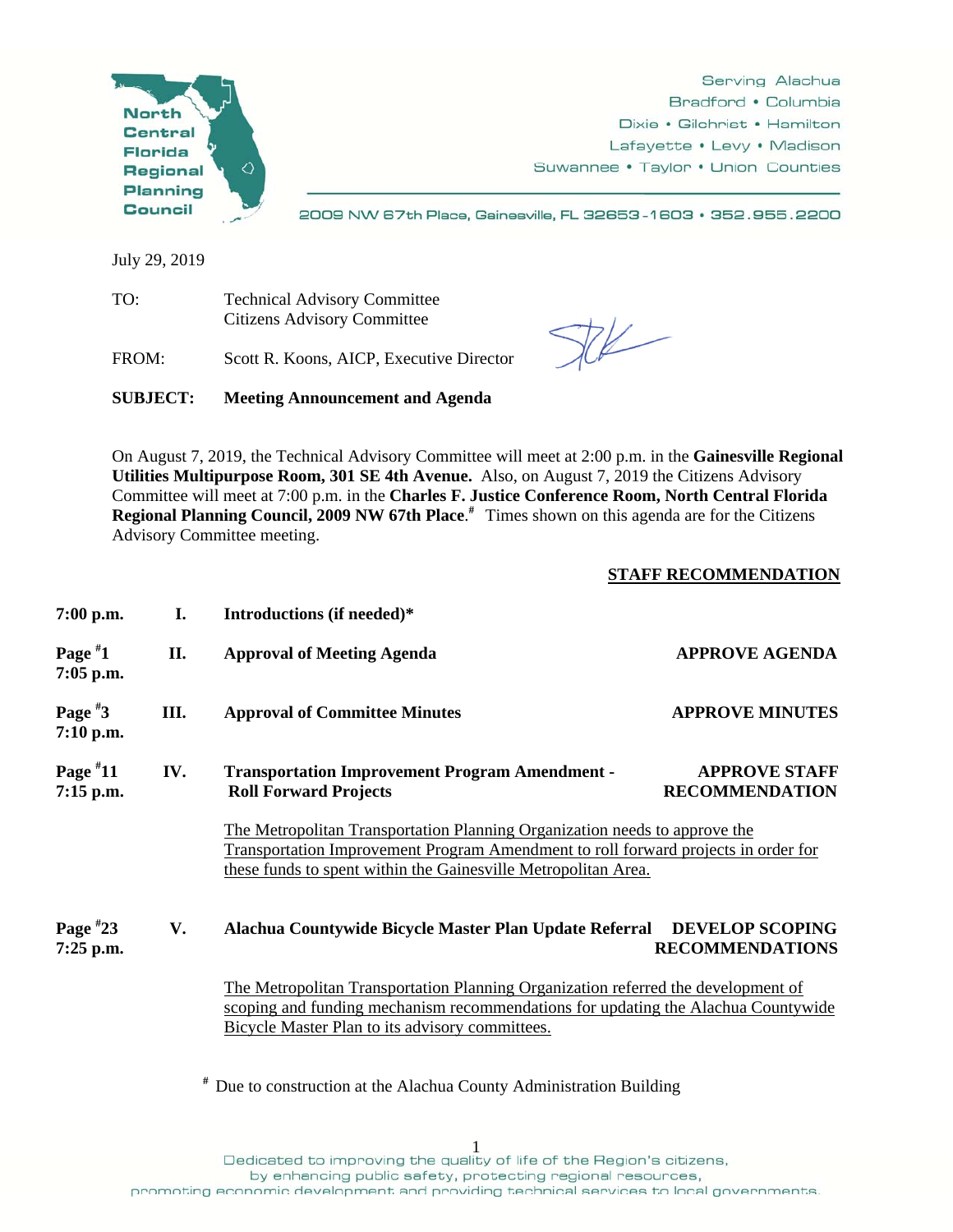North Central Florida Regional Planning Council

Serving Alachua
Bradford • Columbia
Dixie • Gilchrist • Hamilton
Lafayette • Levy • Madison
Suwannee • Taylor • Union Counties

2009 NW 67th Place, Gainesville, FL 32653-1603 • 352.955.2200

July 29, 2019

TO: Technical Advisory Committee
Citizens Advisory Committee

FROM: Scott R. Koons, AICP, Executive Director

**SUBJECT: Meeting Announcement and Agenda**

On August 7, 2019, the Technical Advisory Committee will meet at 2:00 p.m. in the **Gainesville Regional Utilities Multipurpose Room, 301 SE 4th Avenue.** Also, on August 7, 2019 the Citizens Advisory Committee will meet at 7:00 p.m. in the **Charles F. Justice Conference Room, North Central Florida Regional Planning Council, 2009 NW 67th Place**.# Times shown on this agenda are for the Citizens Advisory Committee meeting.

| | | | **STAFF RECOMMENDATION** |
|---|---|---|---|
| **7:00 p.m.** | **I.** | **Introductions (if needed)*** | |
| **Page #1 7:05 p.m.** | **II.** | **Approval of Meeting Agenda** | **APPROVE AGENDA** |
| **Page #3 7:10 p.m.** | **III.** | **Approval of Committee Minutes** | **APPROVE MINUTES** |
| **Page #11 7:15 p.m.** | **IV.** | **Transportation Improvement Program Amendment - Roll Forward Projects** | **APPROVE STAFF RECOMMENDATION** |
| | | The Metropolitan Transportation Planning Organization needs to approve the Transportation Improvement Program Amendment to roll forward projects in order for these funds to spent within the Gainesville Metropolitan Area. | |
| **Page #23 7:25 p.m.** | **V.** | **Alachua Countywide Bicycle Master Plan Update Referral** | **DEVELOP SCOPING RECOMMENDATIONS** |
| | | The Metropolitan Transportation Planning Organization referred the development of scoping and funding mechanism recommendations for updating the Alachua Countywide Bicycle Master Plan to its advisory committees. | |

# Due to construction at the Alachua County Administration Building

Dedicated to improving the quality of life of the Region's citizens, by enhancing public safety, protecting regional resources, promoting economic development and providing technical services to local governments.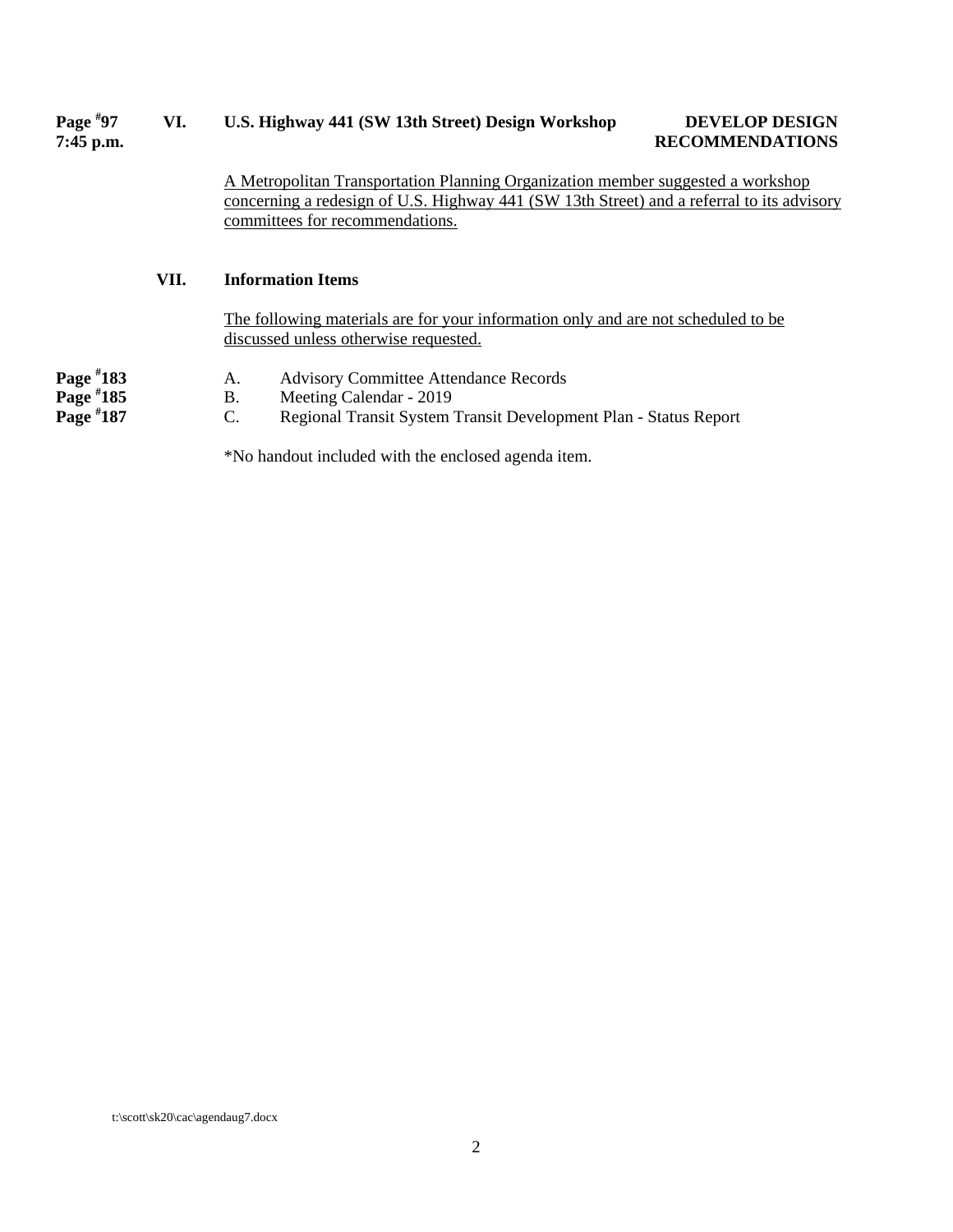**Page #97**
**7:45 p.m.**

**VI. U.S. Highway 441 (SW 13th Street) Design Workshop** **DEVELOP DESIGN RECOMMENDATIONS**

A Metropolitan Transportation Planning Organization member suggested a workshop concerning a redesign of U.S. Highway 441 (SW 13th Street) and a referral to its advisory committees for recommendations.

**VII. Information Items**

The following materials are for your information only and are not scheduled to be discussed unless otherwise requested.

**Page #183** A. Advisory Committee Attendance Records
**Page #185** B. Meeting Calendar - 2019
**Page #187** C. Regional Transit System Transit Development Plan - Status Report

*No handout included with the enclosed agenda item.

t:\scott\sk20\cac\agendaug7.docx